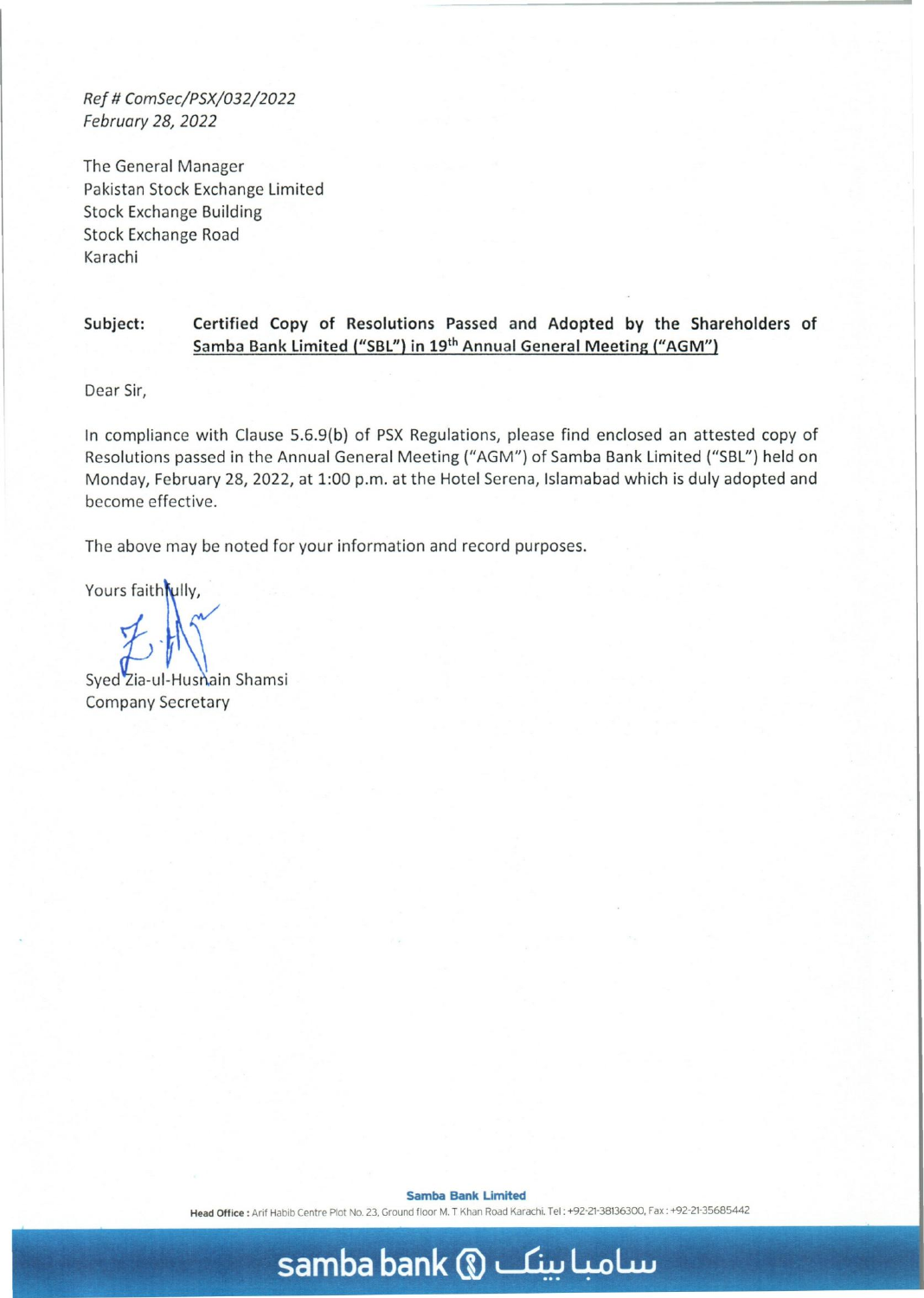*Ref # ComSec/PSX/032/2022*
*February 28, 2022*

The General Manager
Pakistan Stock Exchange Limited
Stock Exchange Building
Stock Exchange Road
Karachi

**Subject:** **Certified Copy of Resolutions Passed and Adopted by the Shareholders of Samba Bank Limited ("SBL") in 19th Annual General Meeting ("AGM")**

Dear Sir,

In compliance with Clause 5.6.9(b) of PSX Regulations, please find enclosed an attested copy of Resolutions passed in the Annual General Meeting ("AGM") of Samba Bank Limited ("SBL") held on Monday, February 28, 2022, at 1:00 p.m. at the Hotel Serena, Islamabad which is duly adopted and become effective.

The above may be noted for your information and record purposes.

Yours faithfully,

Syed Zia-ul-Husnain Shamsi
Company Secretary

**Samba Bank Limited**
**Head Office :** Arif Habib Centre Plot No. 23, Ground floor M. T Khan Road Karachi. Tel : +92-21-38136300, Fax : +92-21-35685442

samba bank سامبا بینک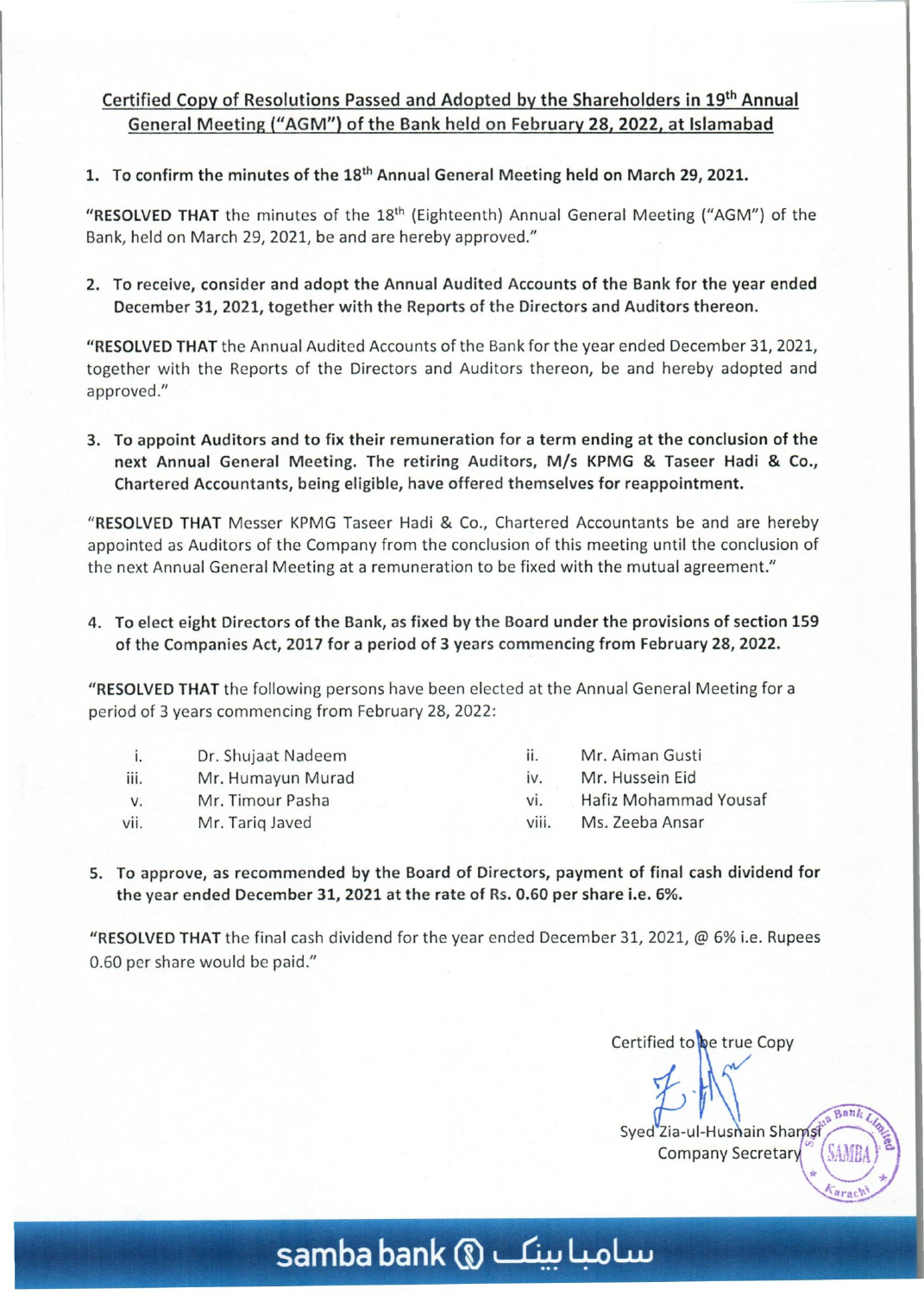## Certified Copy of Resolutions Passed and Adopted by the Shareholders in 19th Annual General Meeting ("AGM") of the Bank held on February 28, 2022, at Islamabad

**1. To confirm the minutes of the 18th Annual General Meeting held on March 29, 2021.**

"**RESOLVED THAT** the minutes of the 18th (Eighteenth) Annual General Meeting ("AGM") of the Bank, held on March 29, 2021, be and are hereby approved."

**2. To receive, consider and adopt the Annual Audited Accounts of the Bank for the year ended December 31, 2021, together with the Reports of the Directors and Auditors thereon.**

"**RESOLVED THAT** the Annual Audited Accounts of the Bank for the year ended December 31, 2021, together with the Reports of the Directors and Auditors thereon, be and hereby adopted and approved."

**3. To appoint Auditors and to fix their remuneration for a term ending at the conclusion of the next Annual General Meeting. The retiring Auditors, M/s KPMG & Taseer Hadi & Co., Chartered Accountants, being eligible, have offered themselves for reappointment.**

"**RESOLVED THAT** Messer KPMG Taseer Hadi & Co., Chartered Accountants be and are hereby appointed as Auditors of the Company from the conclusion of this meeting until the conclusion of the next Annual General Meeting at a remuneration to be fixed with the mutual agreement."

**4. To elect eight Directors of the Bank, as fixed by the Board under the provisions of section 159 of the Companies Act, 2017 for a period of 3 years commencing from February 28, 2022.**

"**RESOLVED THAT** the following persons have been elected at the Annual General Meeting for a period of 3 years commencing from February 28, 2022:

| | | | |
|---|---|---|---|
| i. | Dr. Shujaat Nadeem | ii. | Mr. Aiman Gusti |
| iii. | Mr. Humayun Murad | iv. | Mr. Hussein Eid |
| v. | Mr. Timour Pasha | vi. | Hafiz Mohammad Yousaf |
| vii. | Mr. Tariq Javed | viii. | Ms. Zeeba Ansar |

**5. To approve, as recommended by the Board of Directors, payment of final cash dividend for the year ended December 31, 2021 at the rate of Rs. 0.60 per share i.e. 6%.**

"**RESOLVED THAT** the final cash dividend for the year ended December 31, 2021, @ 6% i.e. Rupees 0.60 per share would be paid."

Certified to be true Copy

Syed Zia-ul-Husnain Shamsi
Company Secretary

samba bank سامبا بینک